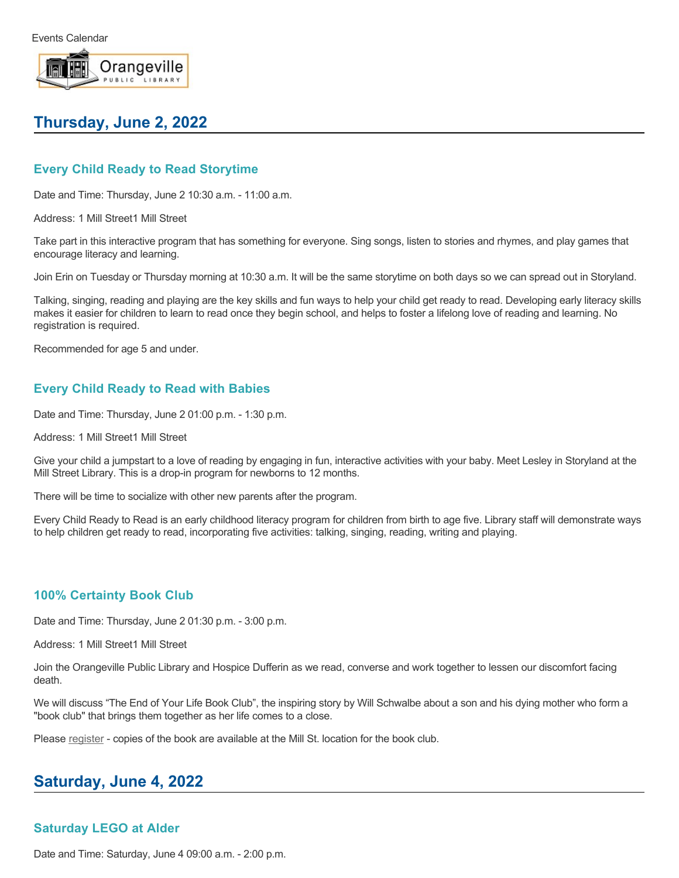Events Calendar

# Thursday, June 2, 2022

### Every Child Ready to Read Storytime

Date and Time: Thursday, June 2 10:30 a.m. - 11:00 a.m.

Address: 1 Mill Street1 Mill Street

Take part in this interactive program that has something for everyone. Sing songs, listen to stories and rhymes, and play games that encourage literacy and learning.

Join Erin on Tuesday or Thursday morning at 10:30 a.m. It will be the same storytime on both days so we can spread out in Storyland.

Talking, singing, reading and playing are the key skills and fun ways to help your child get ready to read. Developing early literacy skills makes it easier for children to learn to read once they begin school, and helps to foster a lifelong love of reading and learning. No registration is required.

Recommended for age 5 and under.

### Every Child Ready to Read with Babies

Date and Time: Thursday, June 2 01:00 p.m. - 1:30 p.m.

Address: 1 Mill Street1 Mill Street

Give your child a jumpstart to a love of reading by engaging in fun, interactive activities with your baby. Meet Lesley in Storyland at the Mill Street Library. This is a drop-in program for newborns to 12 months.

There will be time to socialize with other new parents after the program.

Every Child Ready to Read is an early childhood literacy program for children from birth to age five. Library staff will demonstrate ways to help children get ready to read, incorporating five activities: talking, singing, reading, writing and playing.

### 100% Certainty Book Club

Date and Time: Thursday, June 2 01:30 p.m. - 3:00 p.m.

Address: 1 Mill Street1 Mill Street

Join the Orangeville Public Library and Hospice Dufferin as we read, converse and work together to lessen our discomfort facing death.

We will discuss "The End of Your Life Book Club", the inspiring story by Will Schwalbe about a son and his dying mother who form a "book club" that brings them together as her life comes to a close.

Please register - copies of the book are available at the Mill St. location for the book club.

# Saturday, June 4, 2022

### Saturday LEGO at Alder

Date and Time: Saturday, June 4 09:00 a.m. - 2:00 p.m.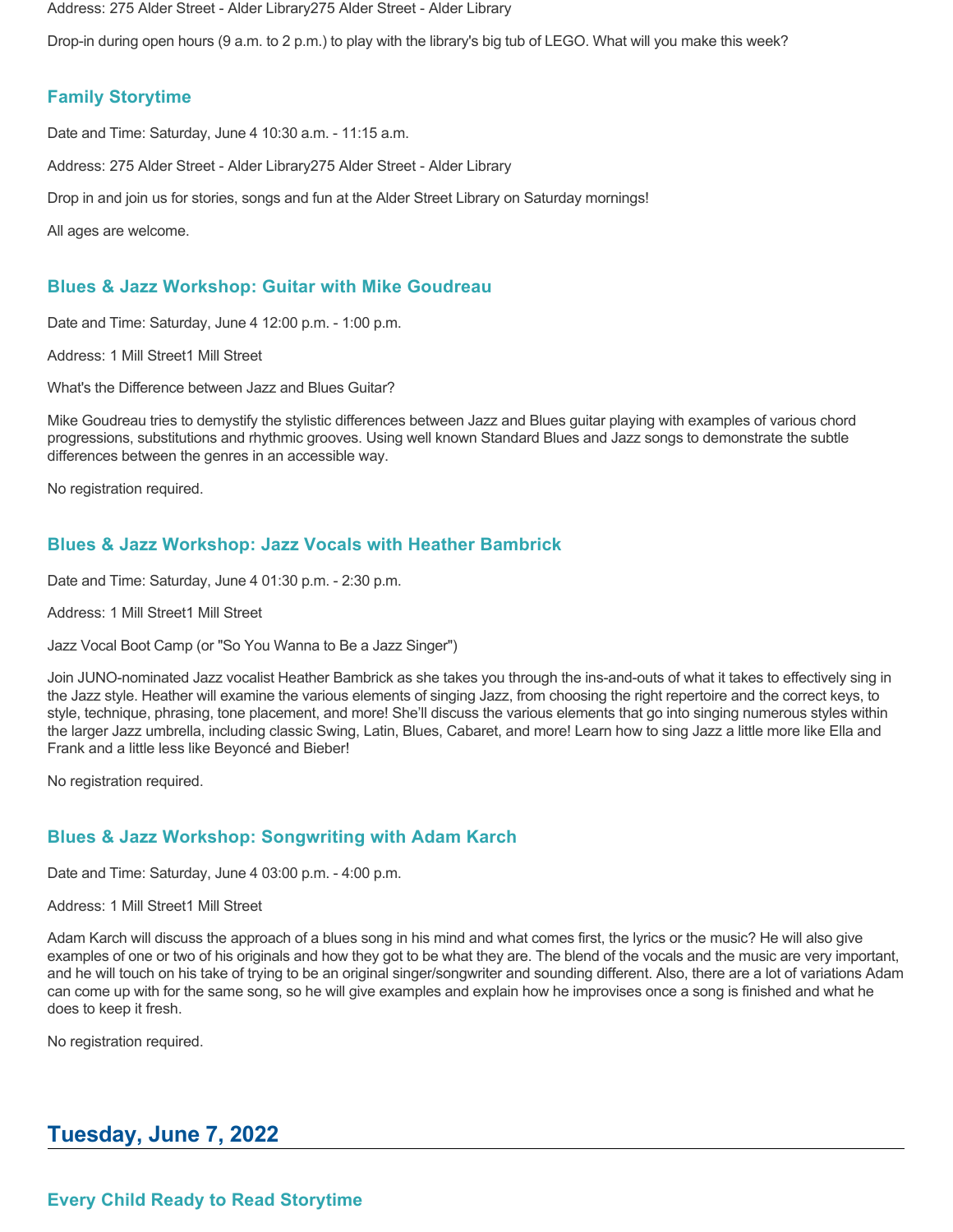Address: 275 Alder Street - Alder Library275 Alder Street - Alder Library

Drop-in during open hours (9 a.m. to 2 p.m.) to play with the library's big tub of LEGO. What will you make this week?

### Family Storytime

Date and Time: Saturday, June 4 10:30 a.m. - 11:15 a.m.

Address: 275 Alder Street - Alder Library275 Alder Street - Alder Library

Drop in and join us for stories, songs and fun at the Alder Street Library on Saturday mornings!

All ages are welcome.

### Blues & Jazz Workshop: Guitar with Mike Goudreau

Date and Time: Saturday, June 4 12:00 p.m. - 1:00 p.m.

Address: 1 Mill Street1 Mill Street

What's the Difference between Jazz and Blues Guitar?

Mike Goudreau tries to demystify the stylistic differences between Jazz and Blues guitar playing with examples of various chord progressions, substitutions and rhythmic grooves. Using well known Standard Blues and Jazz songs to demonstrate the subtle differences between the genres in an accessible way.

No registration required.

### Blues & Jazz Workshop: Jazz Vocals with Heather Bambrick

Date and Time: Saturday, June 4 01:30 p.m. - 2:30 p.m.

Address: 1 Mill Street1 Mill Street

Jazz Vocal Boot Camp (or "So You Wanna to Be a Jazz Singer")

Join JUNO-nominated Jazz vocalist Heather Bambrick as she takes you through the ins-and-outs of what it takes to effectively sing in the Jazz style. Heather will examine the various elements of singing Jazz, from choosing the right repertoire and the correct keys, to style, technique, phrasing, tone placement, and more! She'll discuss the various elements that go into singing numerous styles within the larger Jazz umbrella, including classic Swing, Latin, Blues, Cabaret, and more! Learn how to sing Jazz a little more like Ella and Frank and a little less like Beyoncé and Bieber!

No registration required.

### Blues & Jazz Workshop: Songwriting with Adam Karch

Date and Time: Saturday, June 4 03:00 p.m. - 4:00 p.m.

Address: 1 Mill Street1 Mill Street

Adam Karch will discuss the approach of a blues song in his mind and what comes first, the lyrics or the music? He will also give examples of one or two of his originals and how they got to be what they are. The blend of the vocals and the music are very important, and he will touch on his take of trying to be an original singer/songwriter and sounding different. Also, there are a lot of variations Adam can come up with for the same song, so he will give examples and explain how he improvises once a song is finished and what he does to keep it fresh.

No registration required.

## Tuesday, June 7, 2022

### Every Child Ready to Read Storytime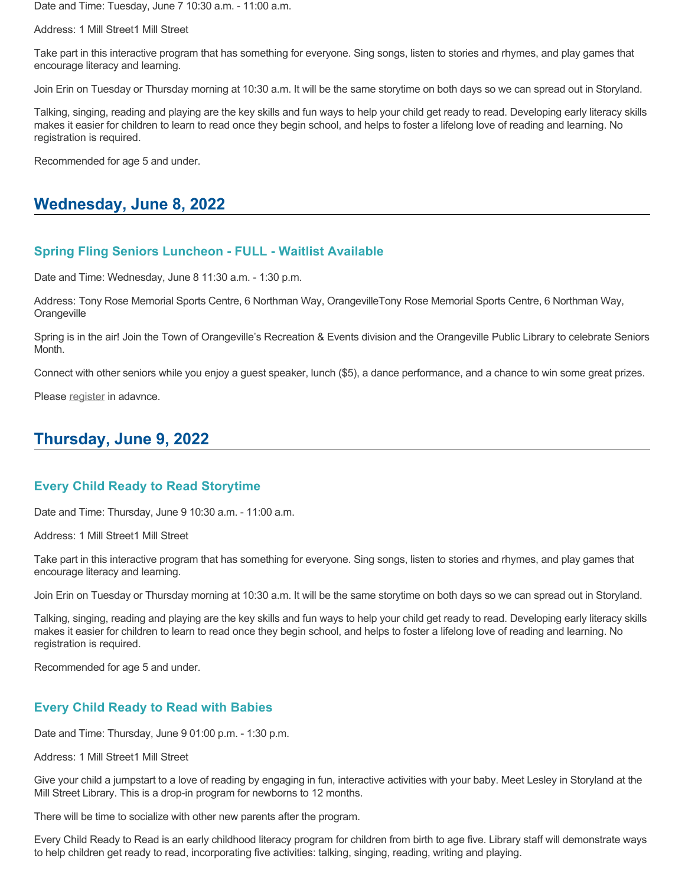Date and Time: Tuesday, June 7 10:30 a.m. - 11:00 a.m.

Address: 1 Mill Street1 Mill Street

Take part in this interactive program that has something for everyone. Sing songs, listen to stories and rhymes, and play games that encourage literacy and learning.

Join Erin on Tuesday or Thursday morning at 10:30 a.m. It will be the same storytime on both days so we can spread out in Storyland.

Talking, singing, reading and playing are the key skills and fun ways to help your child get ready to read. Developing early literacy skills makes it easier for children to learn to read once they begin school, and helps to foster a lifelong love of reading and learning. No registration is required.

Recommended for age 5 and under.

## Wednesday, June 8, 2022

### Spring Fling Seniors Luncheon - FULL - Waitlist Available

Date and Time: Wednesday, June 8 11:30 a.m. - 1:30 p.m.

Address: Tony Rose Memorial Sports Centre, 6 Northman Way, OrangevilleTony Rose Memorial Sports Centre, 6 Northman Way, Orangeville

Spring is in the air! Join the Town of Orangeville's Recreation & Events division and the Orangeville Public Library to celebrate Seniors Month.

Connect with other seniors while you enjoy a guest speaker, lunch ($5), a dance performance, and a chance to win some great prizes.

Please register in adavnce.

## Thursday, June 9, 2022

### Every Child Ready to Read Storytime

Date and Time: Thursday, June 9 10:30 a.m. - 11:00 a.m.

Address: 1 Mill Street1 Mill Street

Take part in this interactive program that has something for everyone. Sing songs, listen to stories and rhymes, and play games that encourage literacy and learning.

Join Erin on Tuesday or Thursday morning at 10:30 a.m. It will be the same storytime on both days so we can spread out in Storyland.

Talking, singing, reading and playing are the key skills and fun ways to help your child get ready to read. Developing early literacy skills makes it easier for children to learn to read once they begin school, and helps to foster a lifelong love of reading and learning. No registration is required.

Recommended for age 5 and under.

### Every Child Ready to Read with Babies

Date and Time: Thursday, June 9 01:00 p.m. - 1:30 p.m.

Address: 1 Mill Street1 Mill Street

Give your child a jumpstart to a love of reading by engaging in fun, interactive activities with your baby. Meet Lesley in Storyland at the Mill Street Library. This is a drop-in program for newborns to 12 months.

There will be time to socialize with other new parents after the program.

Every Child Ready to Read is an early childhood literacy program for children from birth to age five. Library staff will demonstrate ways to help children get ready to read, incorporating five activities: talking, singing, reading, writing and playing.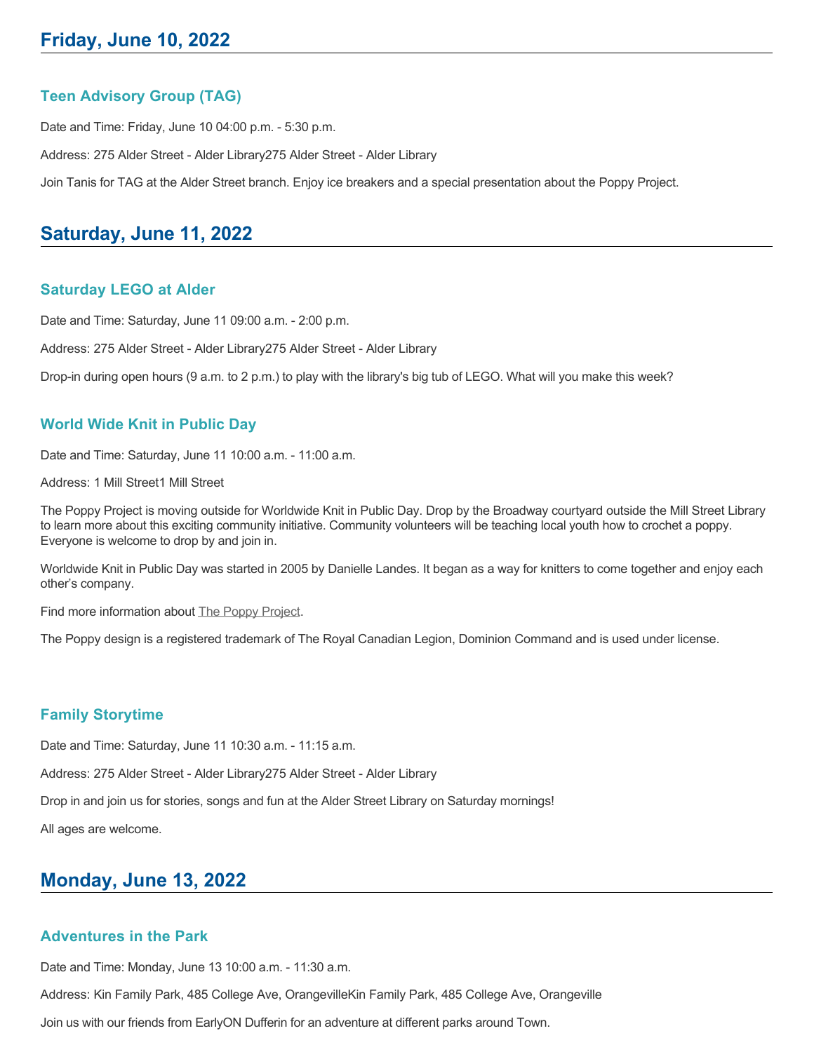## Friday, June 10, 2022

### Teen Advisory Group (TAG)

Date and Time: Friday, June 10 04:00 p.m. - 5:30 p.m.

Address: 275 Alder Street - Alder Library275 Alder Street - Alder Library

Join Tanis for TAG at the Alder Street branch. Enjoy ice breakers and a special presentation about the Poppy Project.

## Saturday, June 11, 2022

### Saturday LEGO at Alder

Date and Time: Saturday, June 11 09:00 a.m. - 2:00 p.m.

Address: 275 Alder Street - Alder Library275 Alder Street - Alder Library

Drop-in during open hours (9 a.m. to 2 p.m.) to play with the library's big tub of LEGO. What will you make this week?

### World Wide Knit in Public Day

Date and Time: Saturday, June 11 10:00 a.m. - 11:00 a.m.

Address: 1 Mill Street1 Mill Street

The Poppy Project is moving outside for Worldwide Knit in Public Day. Drop by the Broadway courtyard outside the Mill Street Library to learn more about this exciting community initiative. Community volunteers will be teaching local youth how to crochet a poppy. Everyone is welcome to drop by and join in.

Worldwide Knit in Public Day was started in 2005 by Danielle Landes. It began as a way for knitters to come together and enjoy each other's company.

Find more information about The Poppy Project.

The Poppy design is a registered trademark of The Royal Canadian Legion, Dominion Command and is used under license.

### Family Storytime

Date and Time: Saturday, June 11 10:30 a.m. - 11:15 a.m.

Address: 275 Alder Street - Alder Library275 Alder Street - Alder Library

Drop in and join us for stories, songs and fun at the Alder Street Library on Saturday mornings!

All ages are welcome.

## Monday, June 13, 2022

### Adventures in the Park

Date and Time: Monday, June 13 10:00 a.m. - 11:30 a.m.

Address: Kin Family Park, 485 College Ave, OrangevilleKin Family Park, 485 College Ave, Orangeville

Join us with our friends from EarlyON Dufferin for an adventure at different parks around Town.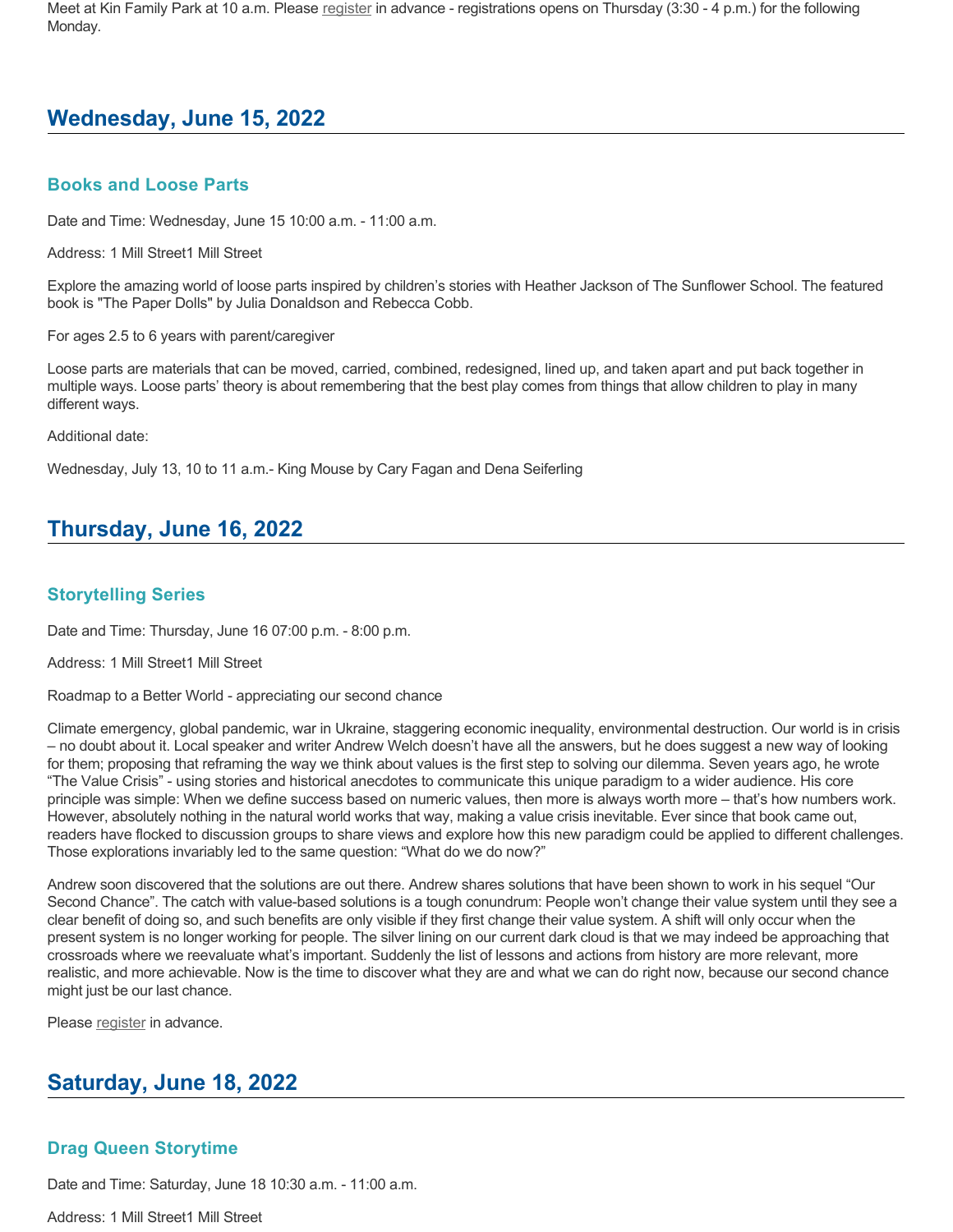Meet at Kin Family Park at 10 a.m. Please register in advance - registrations opens on Thursday (3:30 - 4 p.m.) for the following Monday.

## Wednesday, June 15, 2022

### Books and Loose Parts

Date and Time: Wednesday, June 15 10:00 a.m. - 11:00 a.m.

Address: 1 Mill Street1 Mill Street

Explore the amazing world of loose parts inspired by children's stories with Heather Jackson of The Sunflower School. The featured book is "The Paper Dolls" by Julia Donaldson and Rebecca Cobb.

For ages 2.5 to 6 years with parent/caregiver

Loose parts are materials that can be moved, carried, combined, redesigned, lined up, and taken apart and put back together in multiple ways. Loose parts' theory is about remembering that the best play comes from things that allow children to play in many different ways.

Additional date:

Wednesday, July 13, 10 to 11 a.m.- King Mouse by Cary Fagan and Dena Seiferling

## Thursday, June 16, 2022

### Storytelling Series

Date and Time: Thursday, June 16 07:00 p.m. - 8:00 p.m.

Address: 1 Mill Street1 Mill Street

Roadmap to a Better World - appreciating our second chance

Climate emergency, global pandemic, war in Ukraine, staggering economic inequality, environmental destruction. Our world is in crisis – no doubt about it. Local speaker and writer Andrew Welch doesn't have all the answers, but he does suggest a new way of looking for them; proposing that reframing the way we think about values is the first step to solving our dilemma. Seven years ago, he wrote "The Value Crisis" - using stories and historical anecdotes to communicate this unique paradigm to a wider audience. His core principle was simple: When we define success based on numeric values, then more is always worth more – that's how numbers work. However, absolutely nothing in the natural world works that way, making a value crisis inevitable. Ever since that book came out, readers have flocked to discussion groups to share views and explore how this new paradigm could be applied to different challenges. Those explorations invariably led to the same question: "What do we do now?"

Andrew soon discovered that the solutions are out there. Andrew shares solutions that have been shown to work in his sequel "Our Second Chance". The catch with value-based solutions is a tough conundrum: People won't change their value system until they see a clear benefit of doing so, and such benefits are only visible if they first change their value system. A shift will only occur when the present system is no longer working for people. The silver lining on our current dark cloud is that we may indeed be approaching that crossroads where we reevaluate what's important. Suddenly the list of lessons and actions from history are more relevant, more realistic, and more achievable. Now is the time to discover what they are and what we can do right now, because our second chance might just be our last chance.

Please register in advance.

## Saturday, June 18, 2022

### Drag Queen Storytime

Date and Time: Saturday, June 18 10:30 a.m. - 11:00 a.m.

Address: 1 Mill Street1 Mill Street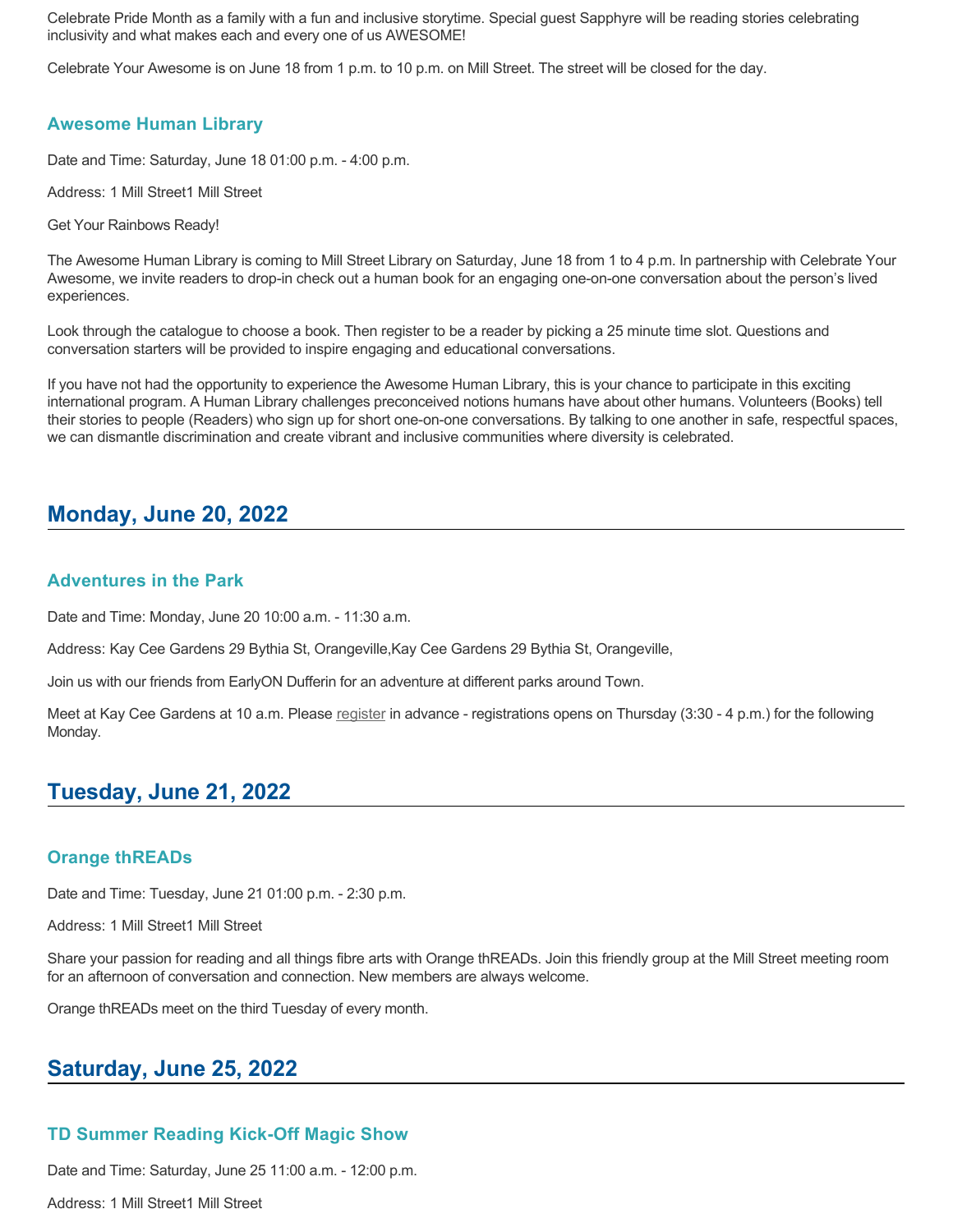Celebrate Pride Month as a family with a fun and inclusive storytime. Special guest Sapphyre will be reading stories celebrating inclusivity and what makes each and every one of us AWESOME!

Celebrate Your Awesome is on June 18 from 1 p.m. to 10 p.m. on Mill Street. The street will be closed for the day.

### Awesome Human Library

Date and Time: Saturday, June 18 01:00 p.m. - 4:00 p.m.

Address: 1 Mill Street1 Mill Street

Get Your Rainbows Ready!

The Awesome Human Library is coming to Mill Street Library on Saturday, June 18 from 1 to 4 p.m. In partnership with Celebrate Your Awesome, we invite readers to drop-in check out a human book for an engaging one-on-one conversation about the person's lived experiences.

Look through the catalogue to choose a book. Then register to be a reader by picking a 25 minute time slot. Questions and conversation starters will be provided to inspire engaging and educational conversations.

If you have not had the opportunity to experience the Awesome Human Library, this is your chance to participate in this exciting international program. A Human Library challenges preconceived notions humans have about other humans. Volunteers (Books) tell their stories to people (Readers) who sign up for short one-on-one conversations. By talking to one another in safe, respectful spaces, we can dismantle discrimination and create vibrant and inclusive communities where diversity is celebrated.

## Monday, June 20, 2022

### Adventures in the Park

Date and Time: Monday, June 20 10:00 a.m. - 11:30 a.m.

Address: Kay Cee Gardens 29 Bythia St, Orangeville,Kay Cee Gardens 29 Bythia St, Orangeville,

Join us with our friends from EarlyON Dufferin for an adventure at different parks around Town.

Meet at Kay Cee Gardens at 10 a.m. Please register in advance - registrations opens on Thursday (3:30 - 4 p.m.) for the following Monday.

## Tuesday, June 21, 2022

### Orange thREADs

Date and Time: Tuesday, June 21 01:00 p.m. - 2:30 p.m.

Address: 1 Mill Street1 Mill Street

Share your passion for reading and all things fibre arts with Orange thREADs. Join this friendly group at the Mill Street meeting room for an afternoon of conversation and connection. New members are always welcome.

Orange thREADs meet on the third Tuesday of every month.

## Saturday, June 25, 2022

### TD Summer Reading Kick-Off Magic Show

Date and Time: Saturday, June 25 11:00 a.m. - 12:00 p.m.

Address: 1 Mill Street1 Mill Street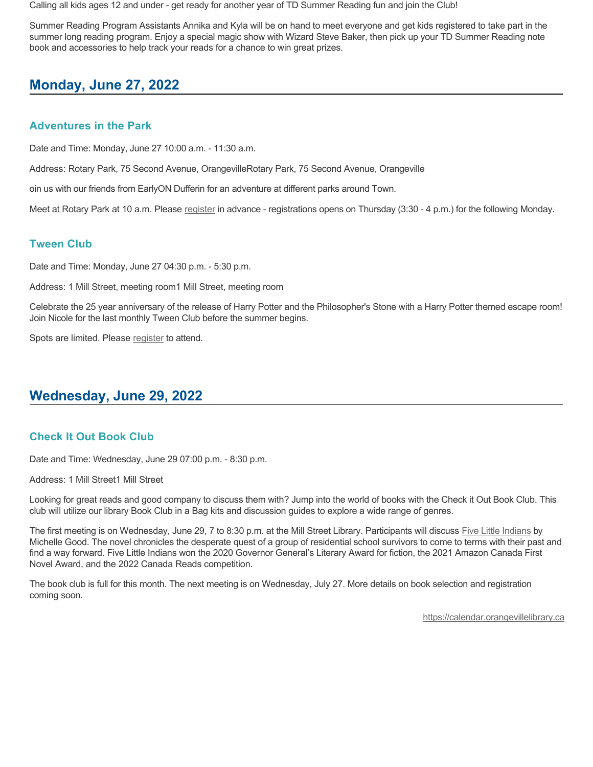Calling all kids ages 12 and under - get ready for another year of TD Summer Reading fun and join the Club!

Summer Reading Program Assistants Annika and Kyla will be on hand to meet everyone and get kids registered to take part in the summer long reading program. Enjoy a special magic show with Wizard Steve Baker, then pick up your TD Summer Reading note book and accessories to help track your reads for a chance to win great prizes.

## Monday, June 27, 2022

### Adventures in the Park

Date and Time: Monday, June 27 10:00 a.m. - 11:30 a.m.

Address: Rotary Park, 75 Second Avenue, OrangevilleRotary Park, 75 Second Avenue, Orangeville

oin us with our friends from EarlyON Dufferin for an adventure at different parks around Town.

Meet at Rotary Park at 10 a.m. Please register in advance - registrations opens on Thursday (3:30 - 4 p.m.) for the following Monday.

### Tween Club

Date and Time: Monday, June 27 04:30 p.m. - 5:30 p.m.

Address: 1 Mill Street, meeting room1 Mill Street, meeting room

Celebrate the 25 year anniversary of the release of Harry Potter and the Philosopher's Stone with a Harry Potter themed escape room! Join Nicole for the last monthly Tween Club before the summer begins.

Spots are limited. Please register to attend.

## Wednesday, June 29, 2022

### Check It Out Book Club

Date and Time: Wednesday, June 29 07:00 p.m. - 8:30 p.m.

Address: 1 Mill Street1 Mill Street

Looking for great reads and good company to discuss them with? Jump into the world of books with the Check it Out Book Club. This club will utilize our library Book Club in a Bag kits and discussion guides to explore a wide range of genres.

The first meeting is on Wednesday, June 29, 7 to 8:30 p.m. at the Mill Street Library. Participants will discuss Five Little Indians by Michelle Good. The novel chronicles the desperate quest of a group of residential school survivors to come to terms with their past and find a way forward. Five Little Indians won the 2020 Governor General's Literary Award for fiction, the 2021 Amazon Canada First Novel Award, and the 2022 Canada Reads competition.

The book club is full for this month. The next meeting is on Wednesday, July 27. More details on book selection and registration coming soon.

https://calendar.orangevillelibrary.ca